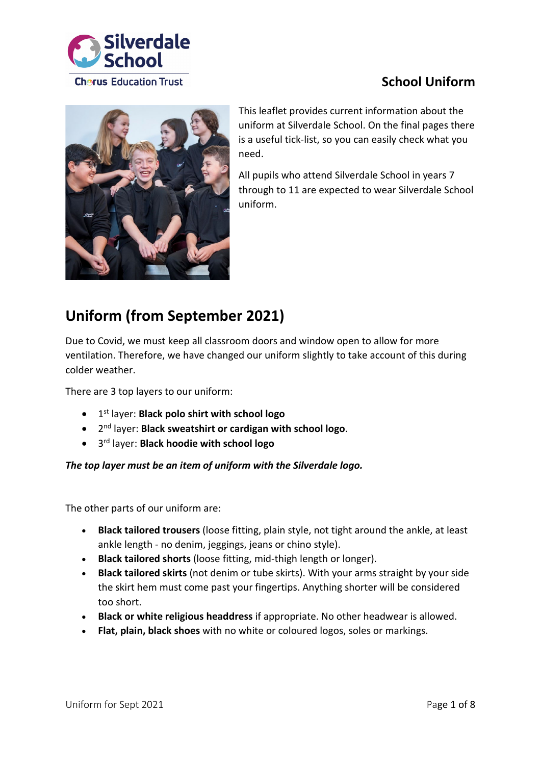# School Uniform

This leaflet provides current information about the uniform at Silverdale School. On the final pages there is a useful tick-list, so you can easily check what you need.

All pupils who attend Silverdale School in years 7 through to 11 are expected to wear Silverdale School uniform.

## Uniform (from September 2021)

Due to Covid, we must keep all classroom doors and window open to allow for more ventilation. Therefore, we have changed our uniform slightly to take account of this during colder weather.

There are 3 top layers to our uniform:

- 1st layer: **Black polo shirt with school logo**
- 2nd layer: **Black sweatshirt or cardigan with school logo**.
- 3rd layer: **Black hoodie with school logo**

***The top layer must be an item of uniform with the Silverdale logo.***

The other parts of our uniform are:

- **Black tailored trousers** (loose fitting, plain style, not tight around the ankle, at least ankle length - no denim, jeggings, jeans or chino style).
- **Black tailored shorts** (loose fitting, mid-thigh length or longer).
- **Black tailored skirts** (not denim or tube skirts). With your arms straight by your side the skirt hem must come past your fingertips. Anything shorter will be considered too short.
- **Black or white religious headdress** if appropriate. No other headwear is allowed.
- **Flat, plain, black shoes** with no white or coloured logos, soles or markings.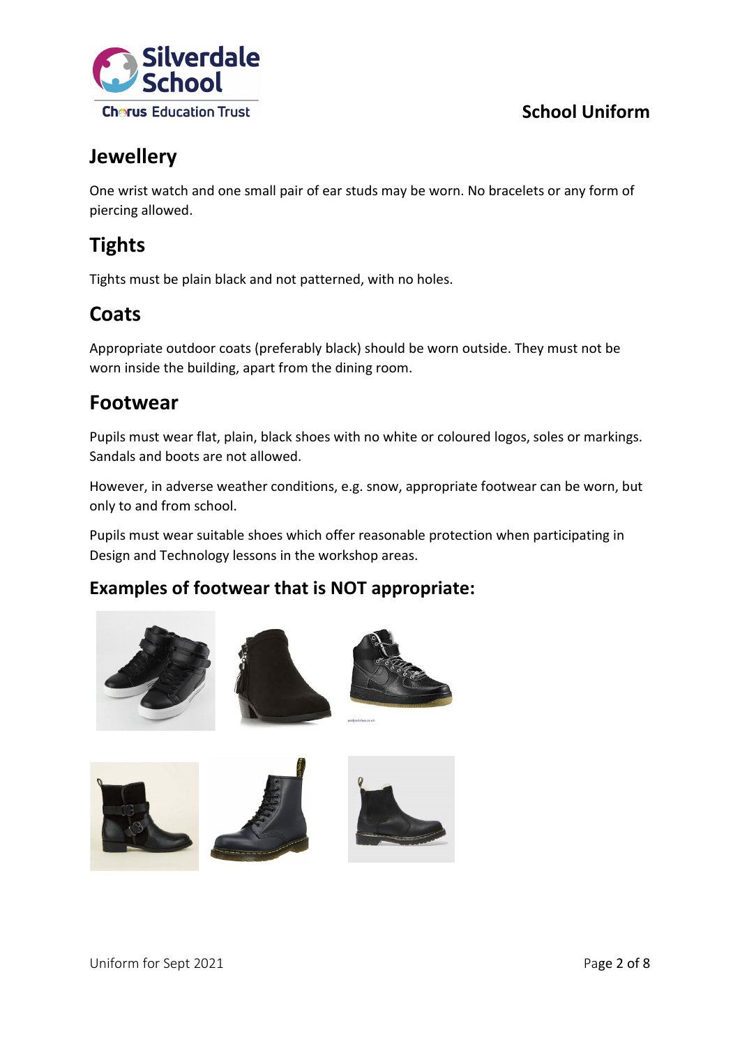## Jewellery

One wrist watch and one small pair of ear studs may be worn. No bracelets or any form of piercing allowed.

## Tights

Tights must be plain black and not patterned, with no holes.

## Coats

Appropriate outdoor coats (preferably black) should be worn outside. They must not be worn inside the building, apart from the dining room.

## Footwear

Pupils must wear flat, plain, black shoes with no white or coloured logos, soles or markings. Sandals and boots are not allowed.

However, in adverse weather conditions, e.g. snow, appropriate footwear can be worn, but only to and from school.

Pupils must wear suitable shoes which offer reasonable protection when participating in Design and Technology lessons in the workshop areas.

### Examples of footwear that is NOT appropriate: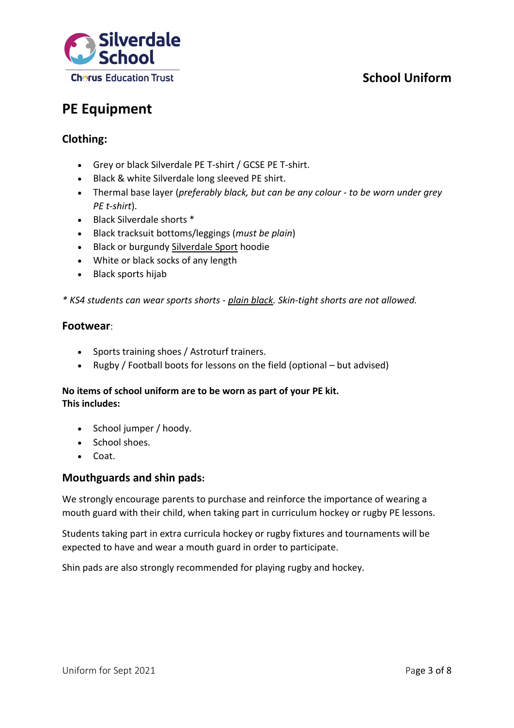# PE Equipment

## Clothing:

- Grey or black Silverdale PE T-shirt / GCSE PE T-shirt.
- Black & white Silverdale long sleeved PE shirt.
- Thermal base layer (*preferably black, but can be any colour - to be worn under grey PE t-shirt*).
- Black Silverdale shorts *
- Black tracksuit bottoms/leggings (*must be plain*)
- Black or burgundy Silverdale Sport hoodie
- White or black socks of any length
- Black sports hijab

*\* KS4 students can wear sports shorts - plain black. Skin-tight shorts are not allowed.*

## Footwear:

- Sports training shoes / Astroturf trainers.
- Rugby / Football boots for lessons on the field (optional – but advised)

**No items of school uniform are to be worn as part of your PE kit.**
**This includes:**

- School jumper / hoody.
- School shoes.
- Coat.

## Mouthguards and shin pads:

We strongly encourage parents to purchase and reinforce the importance of wearing a mouth guard with their child, when taking part in curriculum hockey or rugby PE lessons.

Students taking part in extra curricula hockey or rugby fixtures and tournaments will be expected to have and wear a mouth guard in order to participate.

Shin pads are also strongly recommended for playing rugby and hockey.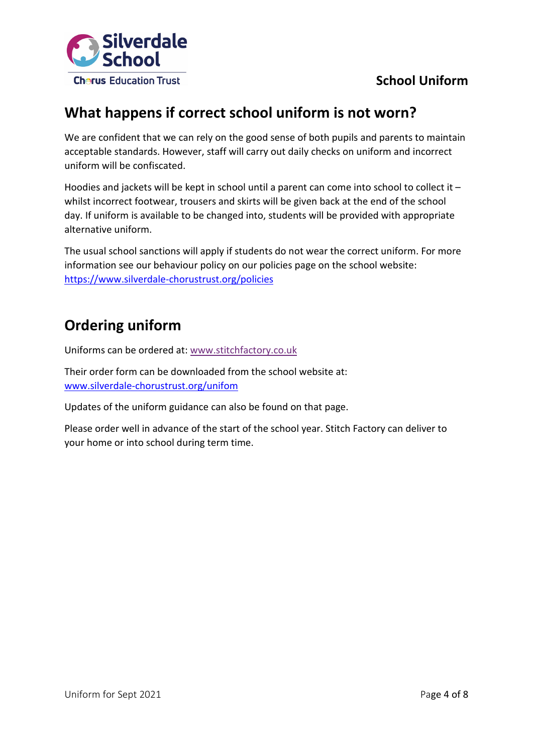# What happens if correct school uniform is not worn?

We are confident that we can rely on the good sense of both pupils and parents to maintain acceptable standards. However, staff will carry out daily checks on uniform and incorrect uniform will be confiscated.

Hoodies and jackets will be kept in school until a parent can come into school to collect it – whilst incorrect footwear, trousers and skirts will be given back at the end of the school day. If uniform is available to be changed into, students will be provided with appropriate alternative uniform.

The usual school sanctions will apply if students do not wear the correct uniform. For more information see our behaviour policy on our policies page on the school website: https://www.silverdale-chorustrust.org/policies

# Ordering uniform

Uniforms can be ordered at: www.stitchfactory.co.uk

Their order form can be downloaded from the school website at: www.silverdale-chorustrust.org/unifom

Updates of the uniform guidance can also be found on that page.

Please order well in advance of the start of the school year. Stitch Factory can deliver to your home or into school during term time.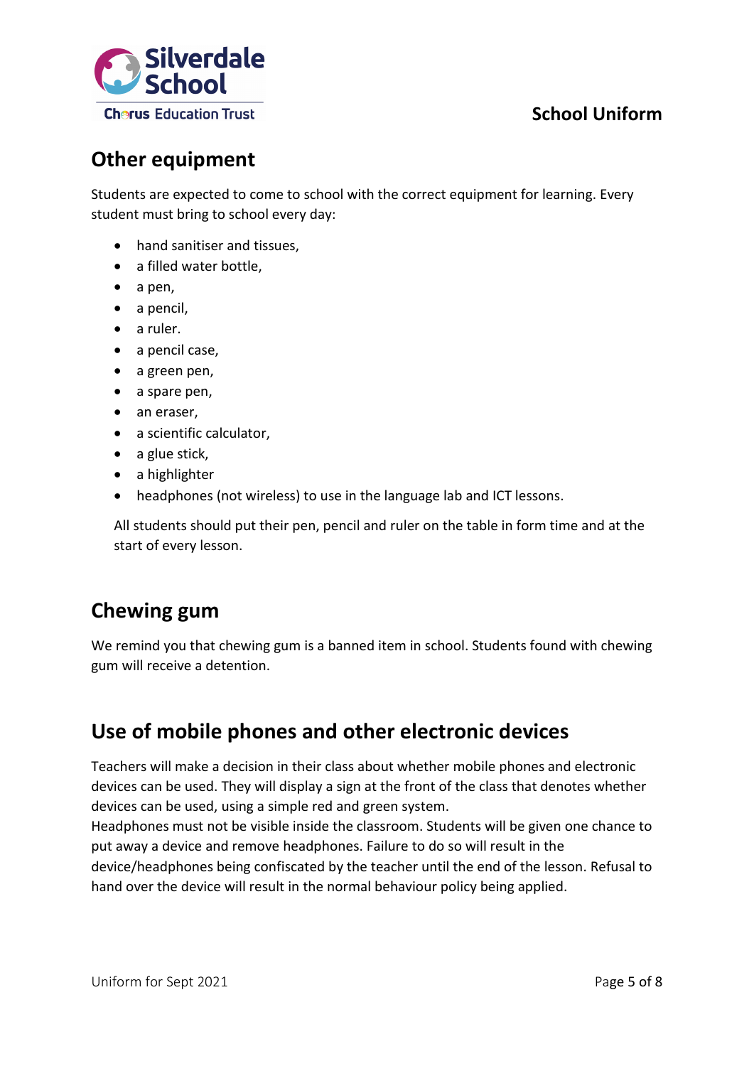## Other equipment

Students are expected to come to school with the correct equipment for learning. Every student must bring to school every day:

- hand sanitiser and tissues,
- a filled water bottle,
- a pen,
- a pencil,
- a ruler.
- a pencil case,
- a green pen,
- a spare pen,
- an eraser,
- a scientific calculator,
- a glue stick,
- a highlighter
- headphones (not wireless) to use in the language lab and ICT lessons.

All students should put their pen, pencil and ruler on the table in form time and at the start of every lesson.

## Chewing gum

We remind you that chewing gum is a banned item in school. Students found with chewing gum will receive a detention.

## Use of mobile phones and other electronic devices

Teachers will make a decision in their class about whether mobile phones and electronic devices can be used. They will display a sign at the front of the class that denotes whether devices can be used, using a simple red and green system.
Headphones must not be visible inside the classroom. Students will be given one chance to put away a device and remove headphones. Failure to do so will result in the device/headphones being confiscated by the teacher until the end of the lesson. Refusal to hand over the device will result in the normal behaviour policy being applied.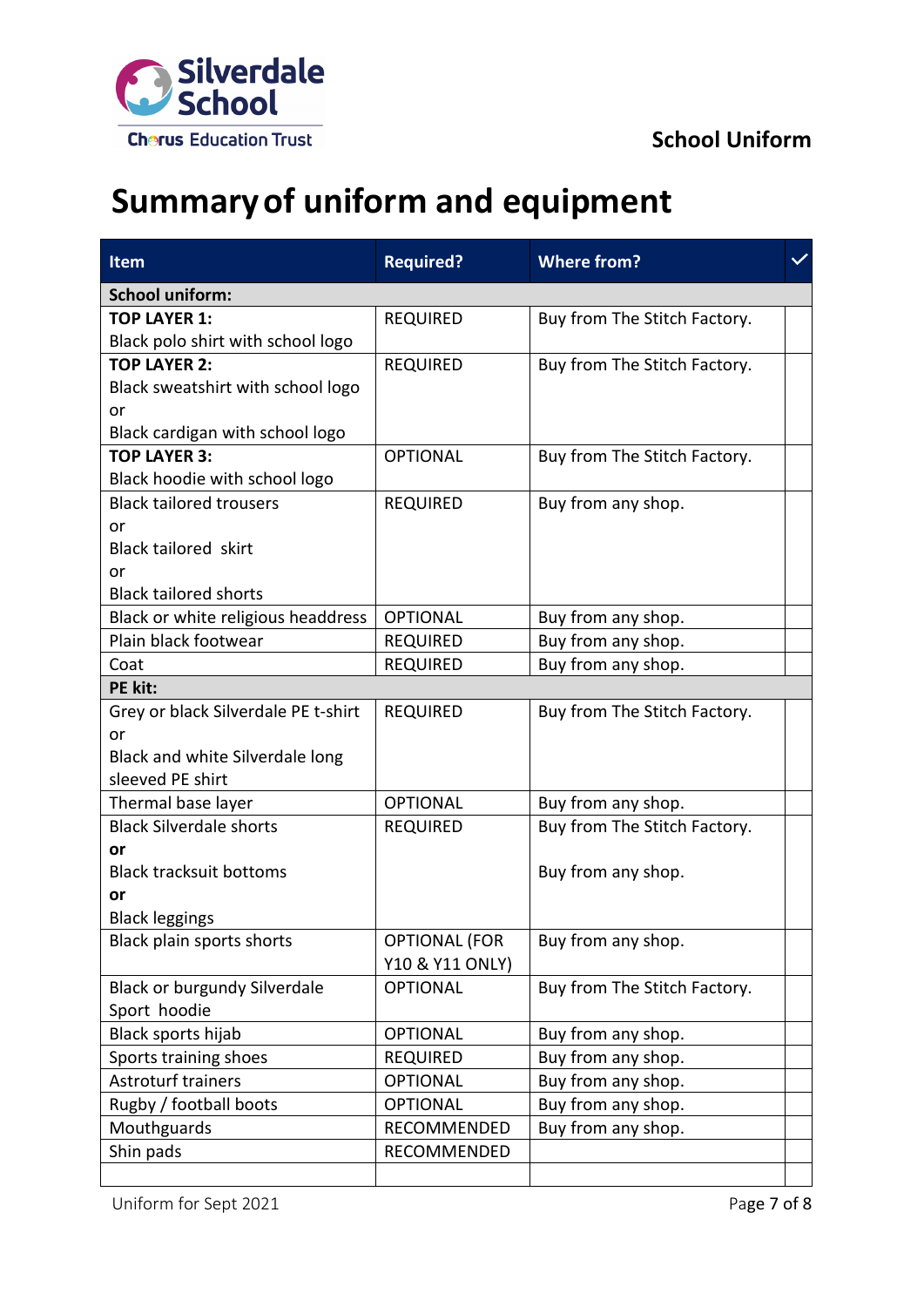Silverdale School

Chorus Education Trust

School Uniform

# Summary of uniform and equipment

| Item | Required? | Where from? | ✓ |
|---|---|---|---|
| **School uniform:** | | | |
| **TOP LAYER 1:** Black polo shirt with school logo | REQUIRED | Buy from The Stitch Factory. | |
| **TOP LAYER 2:** Black sweatshirt with school logo or Black cardigan with school logo | REQUIRED | Buy from The Stitch Factory. | |
| **TOP LAYER 3:** Black hoodie with school logo | OPTIONAL | Buy from The Stitch Factory. | |
| Black tailored trousers or Black tailored skirt or Black tailored shorts | REQUIRED | Buy from any shop. | |
| Black or white religious headdress | OPTIONAL | Buy from any shop. | |
| Plain black footwear | REQUIRED | Buy from any shop. | |
| Coat | REQUIRED | Buy from any shop. | |
| **PE kit:** | | | |
| Grey or black Silverdale PE t-shirt or Black and white Silverdale long sleeved PE shirt | REQUIRED | Buy from The Stitch Factory. | |
| Thermal base layer | OPTIONAL | Buy from any shop. | |
| Black Silverdale shorts **or** Black tracksuit bottoms **or** Black leggings | REQUIRED | Buy from The Stitch Factory. Buy from any shop. | |
| Black plain sports shorts | OPTIONAL (FOR Y10 & Y11 ONLY) | Buy from any shop. | |
| Black or burgundy Silverdale Sport hoodie | OPTIONAL | Buy from The Stitch Factory. | |
| Black sports hijab | OPTIONAL | Buy from any shop. | |
| Sports training shoes | REQUIRED | Buy from any shop. | |
| Astroturf trainers | OPTIONAL | Buy from any shop. | |
| Rugby / football boots | OPTIONAL | Buy from any shop. | |
| Mouthguards | RECOMMENDED | Buy from any shop. | |
| Shin pads | RECOMMENDED | | |
| | | | |

Uniform for Sept 2021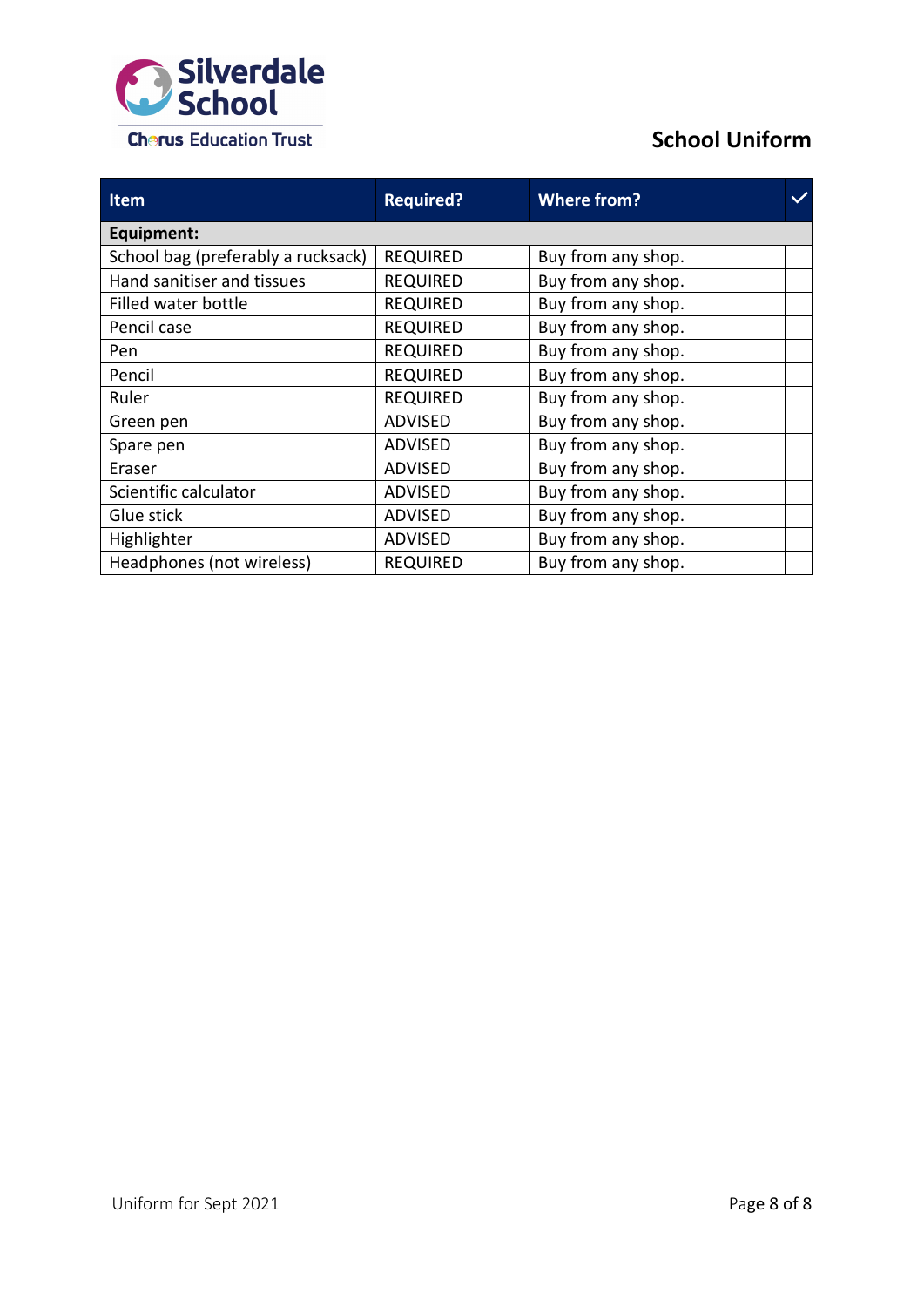Silverdale School
Chorus Education Trust

## School Uniform

| Item | Required? | Where from? | ✓ |
|---|---|---|---|
| **Equipment:** | | | |
| School bag (preferably a rucksack) | REQUIRED | Buy from any shop. | |
| Hand sanitiser and tissues | REQUIRED | Buy from any shop. | |
| Filled water bottle | REQUIRED | Buy from any shop. | |
| Pencil case | REQUIRED | Buy from any shop. | |
| Pen | REQUIRED | Buy from any shop. | |
| Pencil | REQUIRED | Buy from any shop. | |
| Ruler | REQUIRED | Buy from any shop. | |
| Green pen | ADVISED | Buy from any shop. | |
| Spare pen | ADVISED | Buy from any shop. | |
| Eraser | ADVISED | Buy from any shop. | |
| Scientific calculator | ADVISED | Buy from any shop. | |
| Glue stick | ADVISED | Buy from any shop. | |
| Highlighter | ADVISED | Buy from any shop. | |
| Headphones (not wireless) | REQUIRED | Buy from any shop. | |